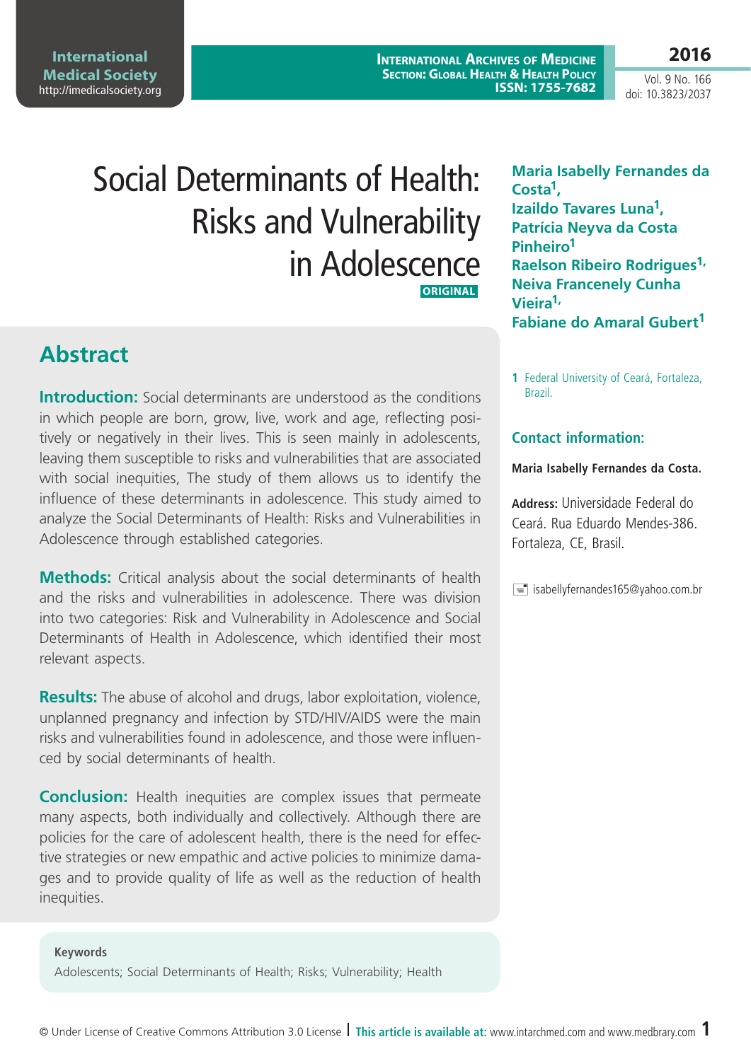# Social Determinants of Health: Risks and Vulnerability in Adolescence

**ORIGINAL**

**Maria Isabelly Fernandes da Costa[1], Izaildo Tavares Luna[1], Patrícia Neyva da Costa Pinheiro[1] Raelson Ribeiro Rodrigues[1], Neiva Francenely Cunha Vieira[1], Fabiane do Amaral Gubert[1]**

1 Federal University of Ceará, Fortaleza, Brazil.

### Contact information:

**Maria Isabelly Fernandes da Costa.**

**Address:** Universidade Federal do Ceará. Rua Eduardo Mendes-386. Fortaleza, CE, Brasil.

isabellyfernandes165@yahoo.com.br

## Abstract

**Introduction:** Social determinants are understood as the conditions in which people are born, grow, live, work and age, reflecting positively or negatively in their lives. This is seen mainly in adolescents, leaving them susceptible to risks and vulnerabilities that are associated with social inequities, The study of them allows us to identify the influence of these determinants in adolescence. This study aimed to analyze the Social Determinants of Health: Risks and Vulnerabilities in Adolescence through established categories.

**Methods:** Critical analysis about the social determinants of health and the risks and vulnerabilities in adolescence. There was division into two categories: Risk and Vulnerability in Adolescence and Social Determinants of Health in Adolescence, which identified their most relevant aspects.

**Results:** The abuse of alcohol and drugs, labor exploitation, violence, unplanned pregnancy and infection by STD/HIV/AIDS were the main risks and vulnerabilities found in adolescence, and those were influenced by social determinants of health.

**Conclusion:** Health inequities are complex issues that permeate many aspects, both individually and collectively. Although there are policies for the care of adolescent health, there is the need for effective strategies or new empathic and active policies to minimize damages and to provide quality of life as well as the reduction of health inequities.

**Keywords**

Adolescents; Social Determinants of Health; Risks; Vulnerability; Health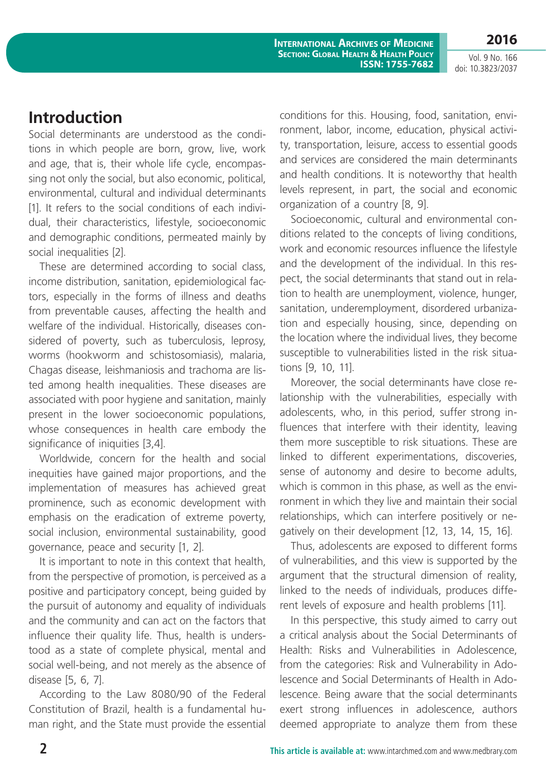## Introduction

Social determinants are understood as the conditions in which people are born, grow, live, work and age, that is, their whole life cycle, encompassing not only the social, but also economic, political, environmental, cultural and individual determinants [1]. It refers to the social conditions of each individual, their characteristics, lifestyle, socioeconomic and demographic conditions, permeated mainly by social inequalities [2].

These are determined according to social class, income distribution, sanitation, epidemiological factors, especially in the forms of illness and deaths from preventable causes, affecting the health and welfare of the individual. Historically, diseases considered of poverty, such as tuberculosis, leprosy, worms (hookworm and schistosomiasis), malaria, Chagas disease, leishmaniosis and trachoma are listed among health inequalities. These diseases are associated with poor hygiene and sanitation, mainly present in the lower socioeconomic populations, whose consequences in health care embody the significance of iniquities [3,4].

Worldwide, concern for the health and social inequities have gained major proportions, and the implementation of measures has achieved great prominence, such as economic development with emphasis on the eradication of extreme poverty, social inclusion, environmental sustainability, good governance, peace and security [1, 2].

It is important to note in this context that health, from the perspective of promotion, is perceived as a positive and participatory concept, being guided by the pursuit of autonomy and equality of individuals and the community and can act on the factors that influence their quality life. Thus, health is understood as a state of complete physical, mental and social well-being, and not merely as the absence of disease [5, 6, 7].

According to the Law 8080/90 of the Federal Constitution of Brazil, health is a fundamental human right, and the State must provide the essential conditions for this. Housing, food, sanitation, environment, labor, income, education, physical activity, transportation, leisure, access to essential goods and services are considered the main determinants and health conditions. It is noteworthy that health levels represent, in part, the social and economic organization of a country [8, 9].

Socioeconomic, cultural and environmental conditions related to the concepts of living conditions, work and economic resources influence the lifestyle and the development of the individual. In this respect, the social determinants that stand out in relation to health are unemployment, violence, hunger, sanitation, underemployment, disordered urbanization and especially housing, since, depending on the location where the individual lives, they become susceptible to vulnerabilities listed in the risk situations [9, 10, 11].

Moreover, the social determinants have close relationship with the vulnerabilities, especially with adolescents, who, in this period, suffer strong influences that interfere with their identity, leaving them more susceptible to risk situations. These are linked to different experimentations, discoveries, sense of autonomy and desire to become adults, which is common in this phase, as well as the environment in which they live and maintain their social relationships, which can interfere positively or negatively on their development [12, 13, 14, 15, 16].

Thus, adolescents are exposed to different forms of vulnerabilities, and this view is supported by the argument that the structural dimension of reality, linked to the needs of individuals, produces different levels of exposure and health problems [11].

In this perspective, this study aimed to carry out a critical analysis about the Social Determinants of Health: Risks and Vulnerabilities in Adolescence, from the categories: Risk and Vulnerability in Adolescence and Social Determinants of Health in Adolescence. Being aware that the social determinants exert strong influences in adolescence, authors deemed appropriate to analyze them from these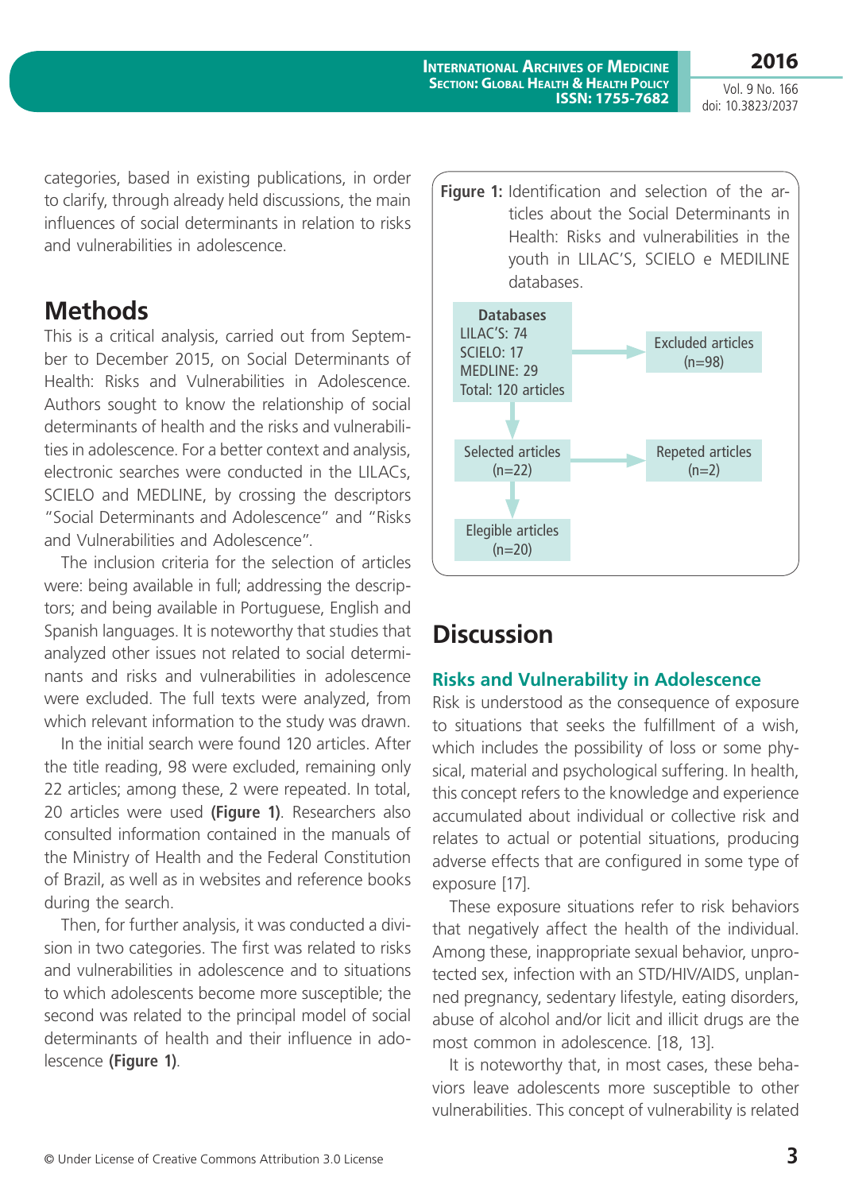categories, based in existing publications, in order to clarify, through already held discussions, the main influences of social determinants in relation to risks and vulnerabilities in adolescence.

## Methods

This is a critical analysis, carried out from September to December 2015, on Social Determinants of Health: Risks and Vulnerabilities in Adolescence. Authors sought to know the relationship of social determinants of health and the risks and vulnerabilities in adolescence. For a better context and analysis, electronic searches were conducted in the LILACs, SCIELO and MEDLINE, by crossing the descriptors "Social Determinants and Adolescence" and "Risks and Vulnerabilities and Adolescence".

The inclusion criteria for the selection of articles were: being available in full; addressing the descriptors; and being available in Portuguese, English and Spanish languages. It is noteworthy that studies that analyzed other issues not related to social determinants and risks and vulnerabilities in adolescence were excluded. The full texts were analyzed, from which relevant information to the study was drawn.

In the initial search were found 120 articles. After the title reading, 98 were excluded, remaining only 22 articles; among these, 2 were repeated. In total, 20 articles were used **(Figure 1)**. Researchers also consulted information contained in the manuals of the Ministry of Health and the Federal Constitution of Brazil, as well as in websites and reference books during the search.

Then, for further analysis, it was conducted a division in two categories. The first was related to risks and vulnerabilities in adolescence and to situations to which adolescents become more susceptible; the second was related to the principal model of social determinants of health and their influence in adolescence **(Figure 1)**.

**Figure 1:** Identification and selection of the articles about the Social Determinants in Health: Risks and vulnerabilities in the youth in LILAC'S, SCIELO e MEDILINE databases.

**Databases**
LILAC'S: 74
SCIELO: 17
MEDLINE: 29
Total: 120 articles

→ Excluded articles (n=98)

↓ Selected articles (n=22) → Repeted articles (n=2)

↓ Elegible articles (n=20)

## Discussion

### Risks and Vulnerability in Adolescence

Risk is understood as the consequence of exposure to situations that seeks the fulfillment of a wish, which includes the possibility of loss or some physical, material and psychological suffering. In health, this concept refers to the knowledge and experience accumulated about individual or collective risk and relates to actual or potential situations, producing adverse effects that are configured in some type of exposure [17].

These exposure situations refer to risk behaviors that negatively affect the health of the individual. Among these, inappropriate sexual behavior, unprotected sex, infection with an STD/HIV/AIDS, unplanned pregnancy, sedentary lifestyle, eating disorders, abuse of alcohol and/or licit and illicit drugs are the most common in adolescence. [18, 13].

It is noteworthy that, in most cases, these behaviors leave adolescents more susceptible to other vulnerabilities. This concept of vulnerability is related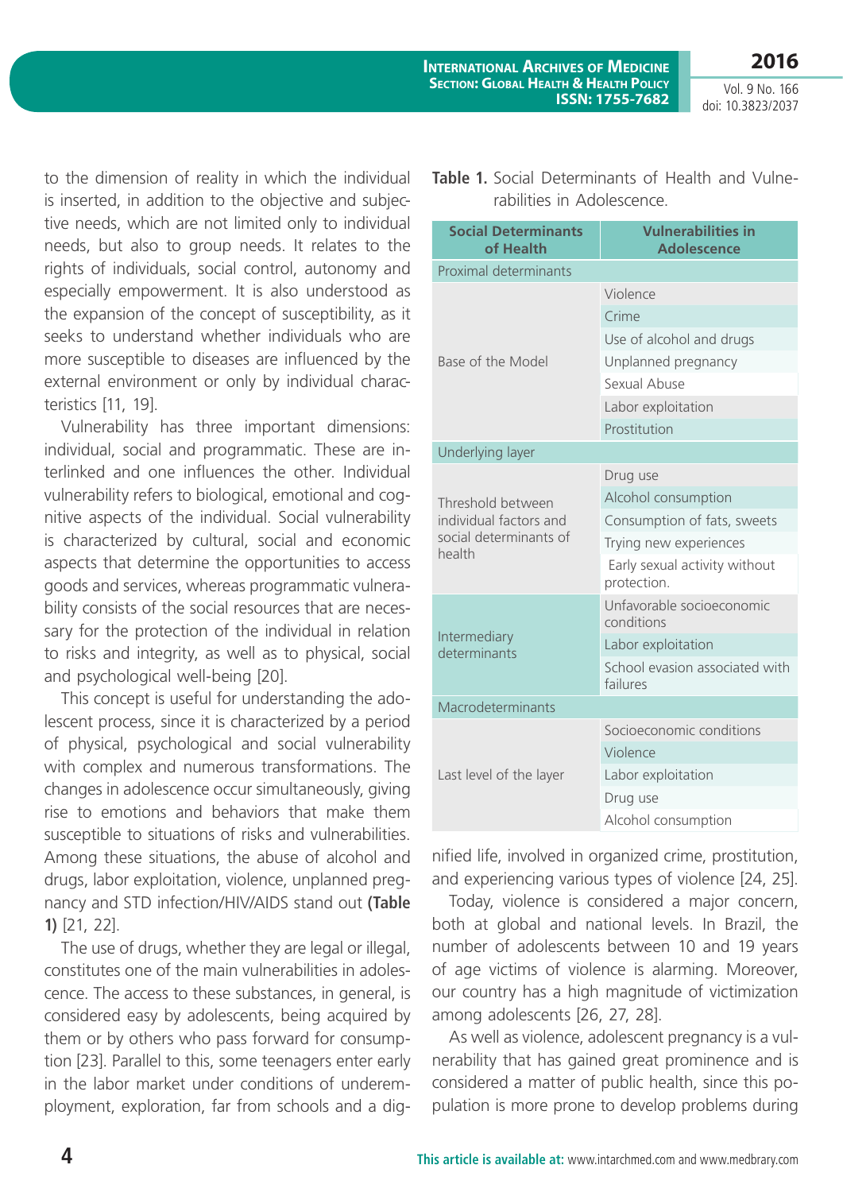to the dimension of reality in which the individual is inserted, in addition to the objective and subjective needs, which are not limited only to individual needs, but also to group needs. It relates to the rights of individuals, social control, autonomy and especially empowerment. It is also understood as the expansion of the concept of susceptibility, as it seeks to understand whether individuals who are more susceptible to diseases are influenced by the external environment or only by individual characteristics [11, 19].

Vulnerability has three important dimensions: individual, social and programmatic. These are interlinked and one influences the other. Individual vulnerability refers to biological, emotional and cognitive aspects of the individual. Social vulnerability is characterized by cultural, social and economic aspects that determine the opportunities to access goods and services, whereas programmatic vulnerability consists of the social resources that are necessary for the protection of the individual in relation to risks and integrity, as well as to physical, social and psychological well-being [20].

This concept is useful for understanding the adolescent process, since it is characterized by a period of physical, psychological and social vulnerability with complex and numerous transformations. The changes in adolescence occur simultaneously, giving rise to emotions and behaviors that make them susceptible to situations of risks and vulnerabilities. Among these situations, the abuse of alcohol and drugs, labor exploitation, violence, unplanned pregnancy and STD infection/HIV/AIDS stand out **(Table 1)** [21, 22].

The use of drugs, whether they are legal or illegal, constitutes one of the main vulnerabilities in adolescence. The access to these substances, in general, is considered easy by adolescents, being acquired by them or by others who pass forward for consumption [23]. Parallel to this, some teenagers enter early in the labor market under conditions of underemployment, exploration, far from schools and a dignified life, involved in organized crime, prostitution, and experiencing various types of violence [24, 25].

**Table 1.** Social Determinants of Health and Vulnerabilities in Adolescence.

| Social Determinants of Health | Vulnerabilities in Adolescence |
|---|---|
| Proximal determinants | |
| Base of the Model | Violence |
| | Crime |
| | Use of alcohol and drugs |
| | Unplanned pregnancy |
| | Sexual Abuse |
| | Labor exploitation |
| | Prostitution |
| Underlying layer | |
| Threshold between individual factors and social determinants of health | Drug use |
| | Alcohol consumption |
| | Consumption of fats, sweets |
| | Trying new experiences |
| | Early sexual activity without protection. |
| Intermediary determinants | Unfavorable socioeconomic conditions |
| | Labor exploitation |
| | School evasion associated with failures |
| Macrodeterminants | |
| Last level of the layer | Socioeconomic conditions |
| | Violence |
| | Labor exploitation |
| | Drug use |
| | Alcohol consumption |

Today, violence is considered a major concern, both at global and national levels. In Brazil, the number of adolescents between 10 and 19 years of age victims of violence is alarming. Moreover, our country has a high magnitude of victimization among adolescents [26, 27, 28].

As well as violence, adolescent pregnancy is a vulnerability that has gained great prominence and is considered a matter of public health, since this population is more prone to develop problems during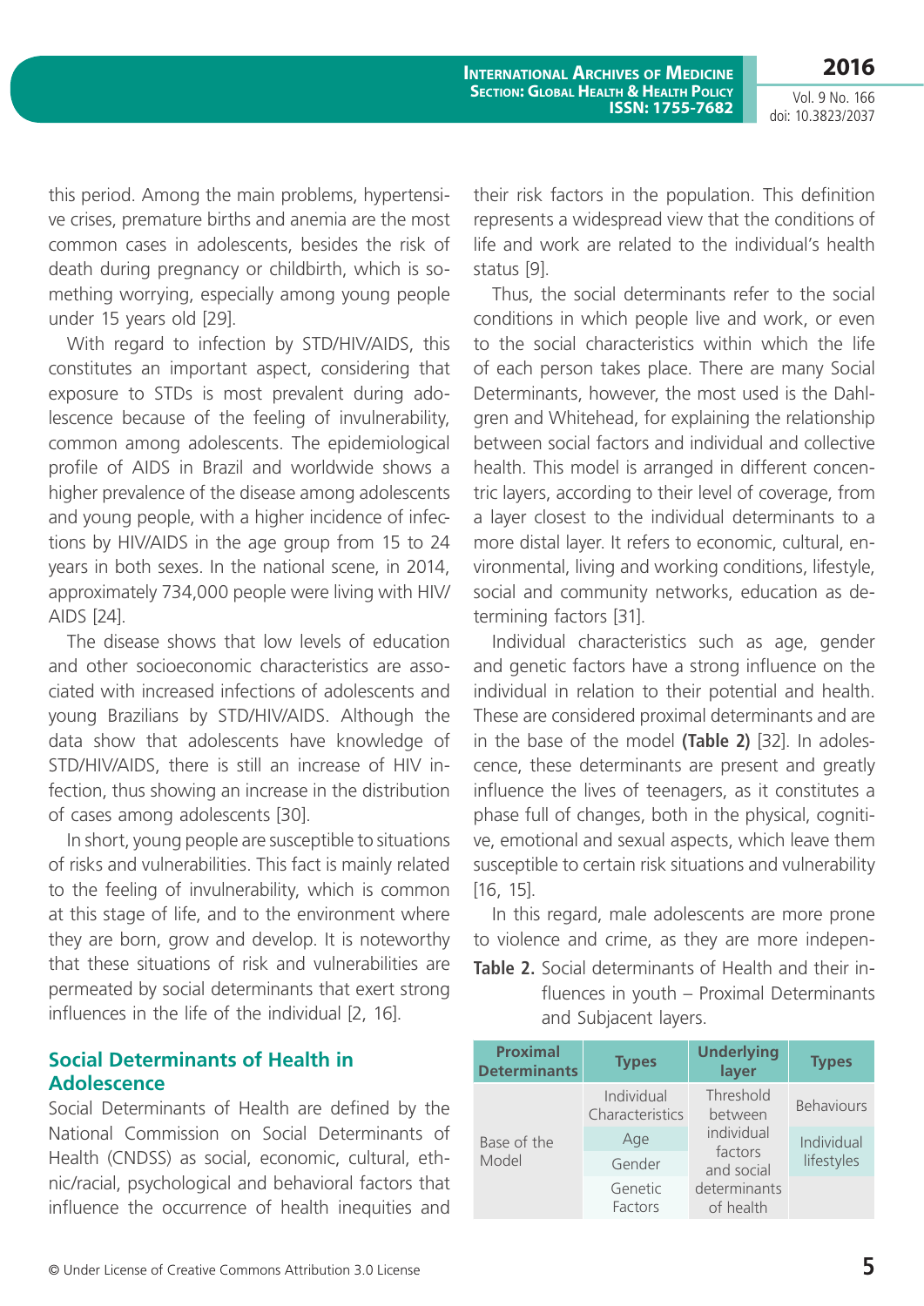this period. Among the main problems, hypertensive crises, premature births and anemia are the most common cases in adolescents, besides the risk of death during pregnancy or childbirth, which is something worrying, especially among young people under 15 years old [29].

With regard to infection by STD/HIV/AIDS, this constitutes an important aspect, considering that exposure to STDs is most prevalent during adolescence because of the feeling of invulnerability, common among adolescents. The epidemiological profile of AIDS in Brazil and worldwide shows a higher prevalence of the disease among adolescents and young people, with a higher incidence of infections by HIV/AIDS in the age group from 15 to 24 years in both sexes. In the national scene, in 2014, approximately 734,000 people were living with HIV/AIDS [24].

The disease shows that low levels of education and other socioeconomic characteristics are associated with increased infections of adolescents and young Brazilians by STD/HIV/AIDS. Although the data show that adolescents have knowledge of STD/HIV/AIDS, there is still an increase of HIV infection, thus showing an increase in the distribution of cases among adolescents [30].

In short, young people are susceptible to situations of risks and vulnerabilities. This fact is mainly related to the feeling of invulnerability, which is common at this stage of life, and to the environment where they are born, grow and develop. It is noteworthy that these situations of risk and vulnerabilities are permeated by social determinants that exert strong influences in the life of the individual [2, 16].

## Social Determinants of Health in Adolescence

Social Determinants of Health are defined by the National Commission on Social Determinants of Health (CNDSS) as social, economic, cultural, ethnic/racial, psychological and behavioral factors that influence the occurrence of health inequities and their risk factors in the population. This definition represents a widespread view that the conditions of life and work are related to the individual's health status [9].

Thus, the social determinants refer to the social conditions in which people live and work, or even to the social characteristics within which the life of each person takes place. There are many Social Determinants, however, the most used is the Dahlgren and Whitehead, for explaining the relationship between social factors and individual and collective health. This model is arranged in different concentric layers, according to their level of coverage, from a layer closest to the individual determinants to a more distal layer. It refers to economic, cultural, environmental, living and working conditions, lifestyle, social and community networks, education as determining factors [31].

Individual characteristics such as age, gender and genetic factors have a strong influence on the individual in relation to their potential and health. These are considered proximal determinants and are in the base of the model **(Table 2)** [32]. In adolescence, these determinants are present and greatly influence the lives of teenagers, as it constitutes a phase full of changes, both in the physical, cognitive, emotional and sexual aspects, which leave them susceptible to certain risk situations and vulnerability [16, 15].

In this regard, male adolescents are more prone to violence and crime, as they are more indepen-

**Table 2.** Social determinants of Health and their influences in youth – Proximal Determinants and Subjacent layers.

| Proximal Determinants | Types | Underlying layer | Types |
|---|---|---|---|
| Base of the Model | Individual Characteristics | Threshold between individual factors and social determinants of health | Behaviours |
| | Age | | Individual lifestyles |
| | Gender | | |
| | Genetic Factors | | |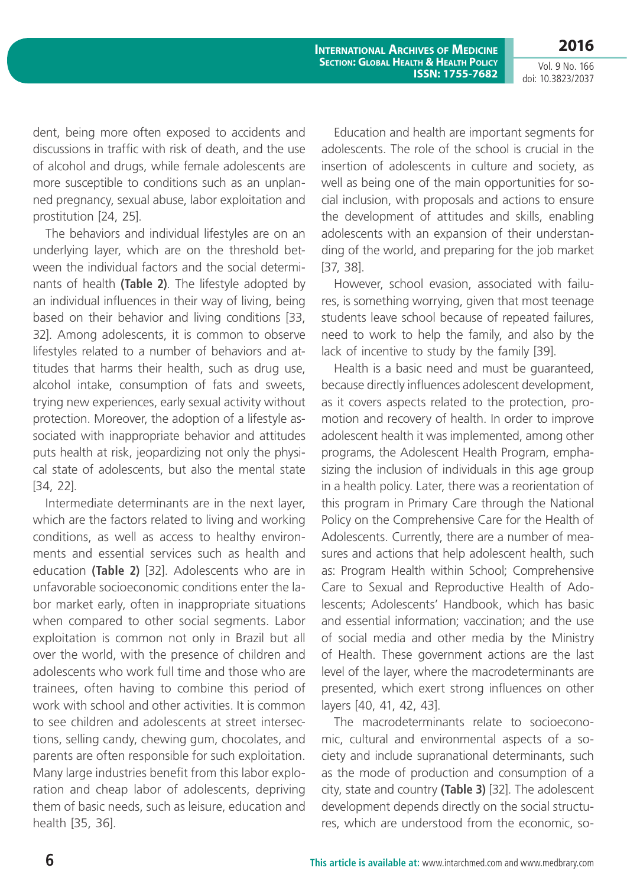dent, being more often exposed to accidents and discussions in traffic with risk of death, and the use of alcohol and drugs, while female adolescents are more susceptible to conditions such as an unplanned pregnancy, sexual abuse, labor exploitation and prostitution [24, 25].

The behaviors and individual lifestyles are on an underlying layer, which are on the threshold between the individual factors and the social determinants of health **(Table 2)**. The lifestyle adopted by an individual influences in their way of living, being based on their behavior and living conditions [33, 32]. Among adolescents, it is common to observe lifestyles related to a number of behaviors and attitudes that harms their health, such as drug use, alcohol intake, consumption of fats and sweets, trying new experiences, early sexual activity without protection. Moreover, the adoption of a lifestyle associated with inappropriate behavior and attitudes puts health at risk, jeopardizing not only the physical state of adolescents, but also the mental state [34, 22].

Intermediate determinants are in the next layer, which are the factors related to living and working conditions, as well as access to healthy environments and essential services such as health and education **(Table 2)** [32]. Adolescents who are in unfavorable socioeconomic conditions enter the labor market early, often in inappropriate situations when compared to other social segments. Labor exploitation is common not only in Brazil but all over the world, with the presence of children and adolescents who work full time and those who are trainees, often having to combine this period of work with school and other activities. It is common to see children and adolescents at street intersections, selling candy, chewing gum, chocolates, and parents are often responsible for such exploitation. Many large industries benefit from this labor exploration and cheap labor of adolescents, depriving them of basic needs, such as leisure, education and health [35, 36].

Education and health are important segments for adolescents. The role of the school is crucial in the insertion of adolescents in culture and society, as well as being one of the main opportunities for social inclusion, with proposals and actions to ensure the development of attitudes and skills, enabling adolescents with an expansion of their understanding of the world, and preparing for the job market [37, 38].

However, school evasion, associated with failures, is something worrying, given that most teenage students leave school because of repeated failures, need to work to help the family, and also by the lack of incentive to study by the family [39].

Health is a basic need and must be guaranteed, because directly influences adolescent development, as it covers aspects related to the protection, promotion and recovery of health. In order to improve adolescent health it was implemented, among other programs, the Adolescent Health Program, emphasizing the inclusion of individuals in this age group in a health policy. Later, there was a reorientation of this program in Primary Care through the National Policy on the Comprehensive Care for the Health of Adolescents. Currently, there are a number of measures and actions that help adolescent health, such as: Program Health within School; Comprehensive Care to Sexual and Reproductive Health of Adolescents; Adolescents' Handbook, which has basic and essential information; vaccination; and the use of social media and other media by the Ministry of Health. These government actions are the last level of the layer, where the macrodeterminants are presented, which exert strong influences on other layers [40, 41, 42, 43].

The macrodeterminants relate to socioeconomic, cultural and environmental aspects of a society and include supranational determinants, such as the mode of production and consumption of a city, state and country **(Table 3)** [32]. The adolescent development depends directly on the social structures, which are understood from the economic, so-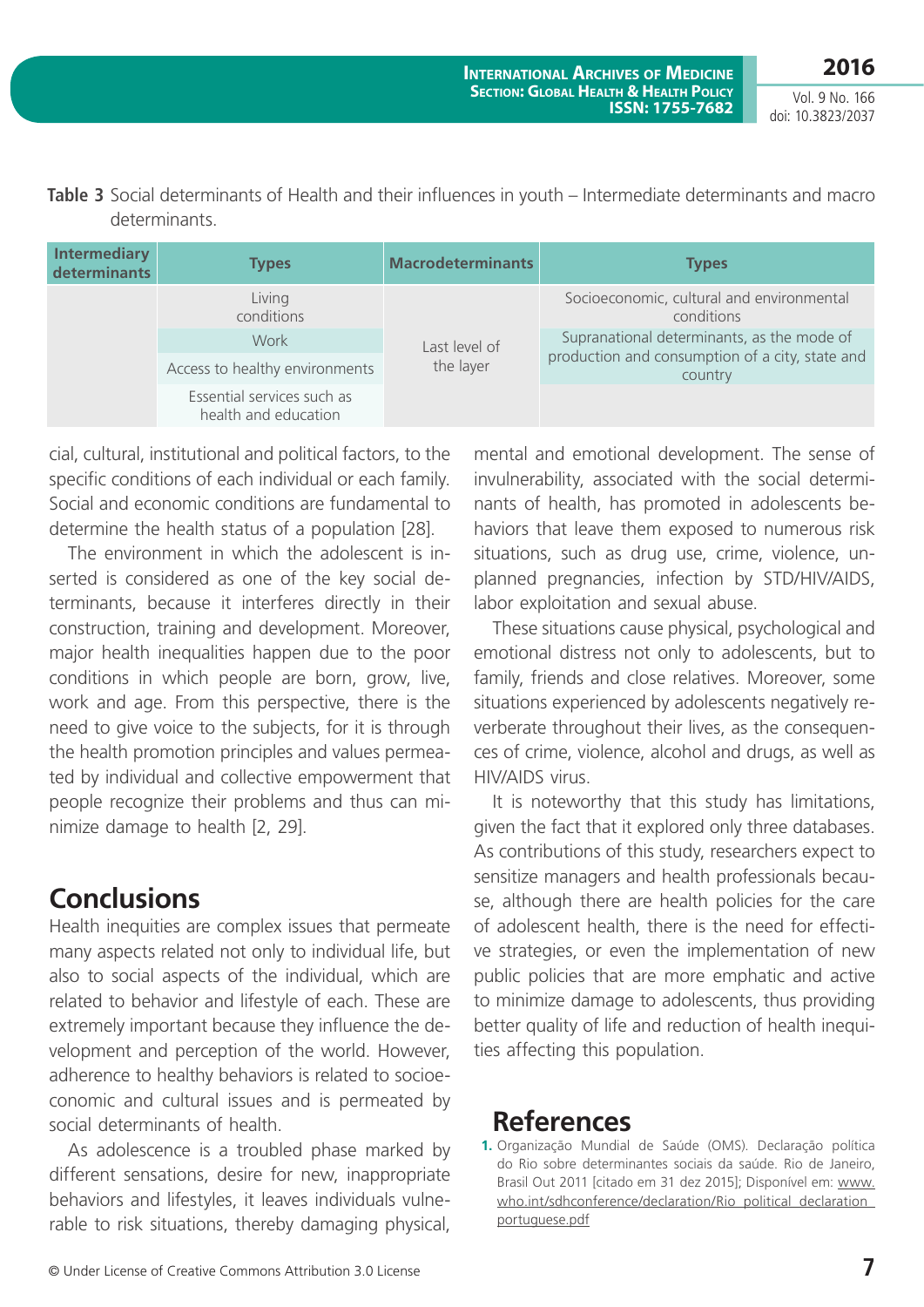**Table 3** Social determinants of Health and their influences in youth – Intermediate determinants and macro determinants.

| Intermediary determinants | Types | Macrodeterminants | Types |
|---|---|---|---|
| | Living conditions | Last level of the layer | Socioeconomic, cultural and environmental conditions |
| | Work | | Supranational determinants, as the mode of production and consumption of a city, state and country |
| | Access to healthy environments | | |
| | Essential services such as health and education | | |

cial, cultural, institutional and political factors, to the specific conditions of each individual or each family. Social and economic conditions are fundamental to determine the health status of a population [28].

The environment in which the adolescent is inserted is considered as one of the key social determinants, because it interferes directly in their construction, training and development. Moreover, major health inequalities happen due to the poor conditions in which people are born, grow, live, work and age. From this perspective, there is the need to give voice to the subjects, for it is through the health promotion principles and values permeated by individual and collective empowerment that people recognize their problems and thus can minimize damage to health [2, 29].

## Conclusions

Health inequities are complex issues that permeate many aspects related not only to individual life, but also to social aspects of the individual, which are related to behavior and lifestyle of each. These are extremely important because they influence the development and perception of the world. However, adherence to healthy behaviors is related to socioeconomic and cultural issues and is permeated by social determinants of health.

As adolescence is a troubled phase marked by different sensations, desire for new, inappropriate behaviors and lifestyles, it leaves individuals vulnerable to risk situations, thereby damaging physical, mental and emotional development. The sense of invulnerability, associated with the social determinants of health, has promoted in adolescents behaviors that leave them exposed to numerous risk situations, such as drug use, crime, violence, unplanned pregnancies, infection by STD/HIV/AIDS, labor exploitation and sexual abuse.

These situations cause physical, psychological and emotional distress not only to adolescents, but to family, friends and close relatives. Moreover, some situations experienced by adolescents negatively reverberate throughout their lives, as the consequences of crime, violence, alcohol and drugs, as well as HIV/AIDS virus.

It is noteworthy that this study has limitations, given the fact that it explored only three databases. As contributions of this study, researchers expect to sensitize managers and health professionals because, although there are health policies for the care of adolescent health, there is the need for effective strategies, or even the implementation of new public policies that are more emphatic and active to minimize damage to adolescents, thus providing better quality of life and reduction of health inequities affecting this population.

## References

1. Organização Mundial de Saúde (OMS). Declaração política do Rio sobre determinantes sociais da saúde. Rio de Janeiro, Brasil Out 2011 [citado em 31 dez 2015]; Disponível em: www.who.int/sdhconference/declaration/Rio_political_declaration_portuguese.pdf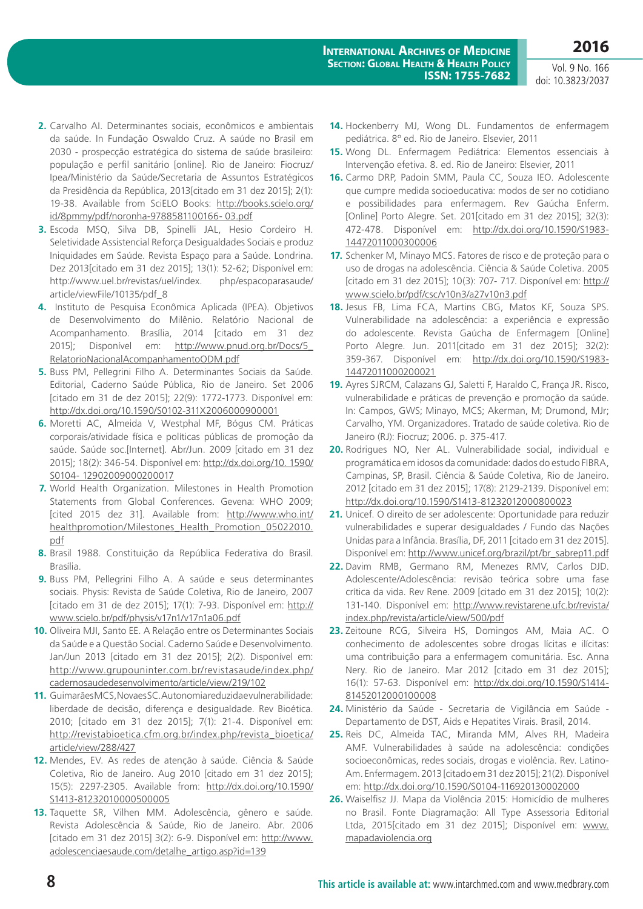2. Carvalho AI. Determinantes sociais, econômicos e ambientais da saúde. In Fundação Oswaldo Cruz. A saúde no Brasil em 2030 - prospecção estratégica do sistema de saúde brasileiro: população e perfil sanitário [online]. Rio de Janeiro: Fiocruz/ Ipea/Ministério da Saúde/Secretaria de Assuntos Estratégicos da Presidência da República, 2013[citado em 31 dez 2015]; 2(1): 19-38. Available from SciELO Books: http://books.scielo.org/id/8pmmy/pdf/noronha-9788581100166- 03.pdf
3. Escoda MSQ, Silva DB, Spinelli JAL, Hesio Cordeiro H. Seletividade Assistencial Reforça Desigualdades Sociais e produz Iniquidades em Saúde. Revista Espaço para a Saúde. Londrina. Dez 2013[citado em 31 dez 2015]; 13(1): 52-62; Disponível em: http://www.uel.br/revistas/uel/index. php/espacoparasaude/article/viewFile/10135/pdf_8
4. Instituto de Pesquisa Econômica Aplicada (IPEA). Objetivos de Desenvolvimento do Milênio. Relatório Nacional de Acompanhamento. Brasília, 2014 [citado em 31 dez 2015]; Disponível em: http://www.pnud.org.br/Docs/5_RelatorioNacionalAcompanhamentoODM.pdf
5. Buss PM, Pellegrini Filho A. Determinantes Sociais da Saúde. Editorial, Caderno Saúde Pública, Rio de Janeiro. Set 2006 [citado em 31 de dez 2015]; 22(9): 1772-1773. Disponível em: http://dx.doi.org/10.1590/S0102-311X2006000900001
6. Moretti AC, Almeida V, Westphal MF, Bógus CM. Práticas corporais/atividade física e políticas públicas de promoção da saúde. Saúde soc.[Internet]. Abr/Jun. 2009 [citado em 31 dez 2015]; 18(2): 346-54. Disponível em: http://dx.doi.org/10. 1590/S0104- 12902009000200017
7. World Health Organization. Milestones in Health Promotion Statements from Global Conferences. Gevena: WHO 2009; [cited 2015 dez 31]. Available from: http://www.who.int/healthpromotion/Milestones_Health_Promotion_05022010.pdf
8. Brasil 1988. Constituição da República Federativa do Brasil. Brasília.
9. Buss PM, Pellegrini Filho A. A saúde e seus determinantes sociais. Physis: Revista de Saúde Coletiva, Rio de Janeiro, 2007 [citado em 31 de dez 2015]; 17(1): 7-93. Disponível em: http://www.scielo.br/pdf/physis/v17n1/v17n1a06.pdf
10. Oliveira MJI, Santo EE. A Relação entre os Determinantes Sociais da Saúde e a Questão Social. Caderno Saúde e Desenvolvimento. Jan/Jun 2013 [citado em 31 dez 2015]; 2(2). Disponível em: http://www.grupouninter.com.br/revistasaude/index.php/cadernosaudedesenvolvimento/article/view/219/102
11. GuimarãesMCS,NovaesSC.Autonomiareduzidaevulnerabilidade: liberdade de decisão, diferença e desigualdade. Rev Bioética. 2010; [citado em 31 dez 2015]; 7(1): 21-4. Disponível em: http://revistabioetica.cfm.org.br/index.php/revista_bioetica/article/view/288/427
12. Mendes, EV. As redes de atenção à saúde. Ciência & Saúde Coletiva, Rio de Janeiro. Aug 2010 [citado em 31 dez 2015]; 15(5): 2297-2305. Available from: http://dx.doi.org/10.1590/S1413-81232010000500005
13. Taquette SR, Vilhen MM. Adolescência, gênero e saúde. Revista Adolescência & Saúde, Rio de Janeiro. Abr. 2006 [citado em 31 dez 2015] 3(2): 6-9. Disponível em: http://www.adolescenciaesaude.com/detalhe_artigo.asp?id=139
14. Hockenberry MJ, Wong DL. Fundamentos de enfermagem pediátrica. 8º ed. Rio de Janeiro. Elsevier, 2011
15. Wong DL. Enfermagem Pediátrica: Elementos essenciais à Intervenção efetiva. 8. ed. Rio de Janeiro: Elsevier, 2011
16. Carmo DRP, Padoin SMM, Paula CC, Souza IEO. Adolescente que cumpre medida socioeducativa: modos de ser no cotidiano e possibilidades para enfermagem. Rev Gaúcha Enferm. [Online] Porto Alegre. Set. 201[citado em 31 dez 2015]; 32(3): 472-478. Disponível em: http://dx.doi.org/10.1590/S1983-14472011000300006
17. Schenker M, Minayo MCS. Fatores de risco e de proteção para o uso de drogas na adolescência. Ciência & Saúde Coletiva. 2005 [citado em 31 dez 2015]; 10(3): 707- 717. Disponível em: http://www.scielo.br/pdf/csc/v10n3/a27v10n3.pdf
18. Jesus FB, Lima FCA, Martins CBG, Matos KF, Souza SPS. Vulnerabilidade na adolescência: a experiência e expressão do adolescente. Revista Gaúcha de Enfermagem [Online] Porto Alegre. Jun. 2011[citado em 31 dez 2015]; 32(2): 359-367. Disponível em: http://dx.doi.org/10.1590/S1983-14472011000200021
19. Ayres SJRCM, Calazans GJ, Saletti F, Haraldo C, França JR. Risco, vulnerabilidade e práticas de prevenção e promoção da saúde. In: Campos, GWS; Minayo, MCS; Akerman, M; Drumond, MJr; Carvalho, YM. Organizadores. Tratado de saúde coletiva. Rio de Janeiro (RJ): Fiocruz; 2006. p. 375-417.
20. Rodrigues NO, Ner AL. Vulnerabilidade social, individual e programática em idosos da comunidade: dados do estudo FIBRA, Campinas, SP, Brasil. Ciência & Saúde Coletiva, Rio de Janeiro. 2012 [citado em 31 dez 2015]; 17(8): 2129-2139. Disponível em: http://dx.doi.org/10.1590/S1413-81232012000800023
21. Unicef. O direito de ser adolescente: Oportunidade para reduzir vulnerabilidades e superar desigualdades / Fundo das Nações Unidas para a Infância. Brasília, DF, 2011 [citado em 31 dez 2015]. Disponível em: http://www.unicef.org/brazil/pt/br_sabrep11.pdf
22. Davim RMB, Germano RM, Menezes RMV, Carlos DJD. Adolescente/Adolescência: revisão teórica sobre uma fase crítica da vida. Rev Rene. 2009 [citado em 31 dez 2015]; 10(2): 131-140. Disponível em: http://www.revistarene.ufc.br/revista/index.php/revista/article/view/500/pdf
23. Zeitoune RCG, Silveira HS, Domingos AM, Maia AC. O conhecimento de adolescentes sobre drogas lícitas e ilícitas: uma contribuição para a enfermagem comunitária. Esc. Anna Nery. Rio de Janeiro. Mar 2012 [citado em 31 dez 2015]; 16(1): 57-63. Disponível em: http://dx.doi.org/10.1590/S1414-81452012000100008
24. Ministério da Saúde - Secretaria de Vigilância em Saúde - Departamento de DST, Aids e Hepatites Virais. Brasil, 2014.
25. Reis DC, Almeida TAC, Miranda MM, Alves RH, Madeira AMF. Vulnerabilidades à saúde na adolescência: condições socioeconômicas, redes sociais, drogas e violência. Rev. Latino-Am. Enfermagem. 2013 [citado em 31 dez 2015]; 21(2). Disponível em: http://dx.doi.org/10.1590/S0104-116920130002000
26. Waiselfisz JJ. Mapa da Violência 2015: Homicídio de mulheres no Brasil. Fonte Diagramação: All Type Assessoria Editorial Ltda, 2015[citado em 31 dez 2015]; Disponível em: www.mapadaviolencia.org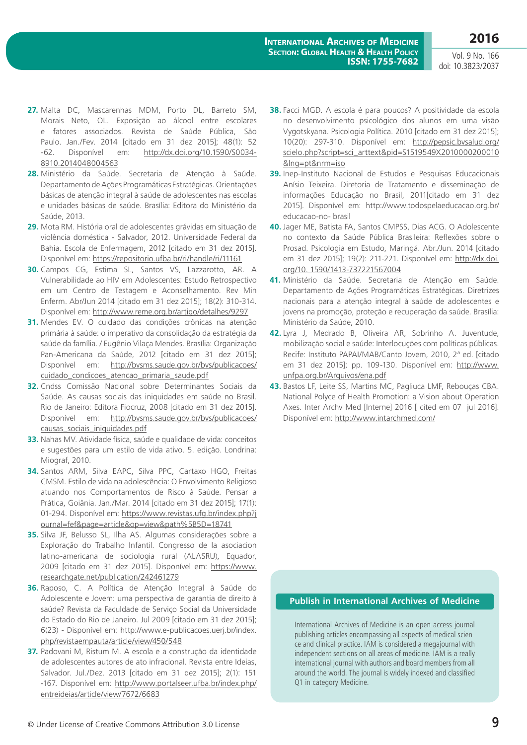27. Malta DC, Mascarenhas MDM, Porto DL, Barreto SM, Morais Neto, OL. Exposição ao álcool entre escolares e fatores associados. Revista de Saúde Pública, São Paulo. Jan./Fev. 2014 [citado em 31 dez 2015]; 48(1): 52 -62. Disponível em: http://dx.doi.org/10.1590/S0034-8910.2014048004563

28. Ministério da Saúde. Secretaria de Atenção à Saúde. Departamento de Ações Programáticas Estratégicas. Orientações básicas de atenção integral à saúde de adolescentes nas escolas e unidades básicas de saúde. Brasília: Editora do Ministério da Saúde, 2013.

29. Mota RM. História oral de adolescentes grávidas em situação de violência doméstica - Salvador, 2012. Universidade Federal da Bahia. Escola de Enfermagem, 2012 [citado em 31 dez 2015]. Disponível em: https://repositorio.ufba.br/ri/handle/ri/11161

30. Campos CG, Estima SL, Santos VS, Lazzarotto, AR. A Vulnerabilidade ao HIV em Adolescentes: Estudo Retrospectivo em um Centro de Testagem e Aconselhamento. Rev Min Enferm. Abr/Jun 2014 [citado em 31 dez 2015]; 18(2): 310-314. Disponível em: http://www.reme.org.br/artigo/detalhes/9297

31. Mendes EV. O cuidado das condições crônicas na atenção primária à saúde: o imperativo da consolidação da estratégia da saúde da família. / Eugênio Vilaça Mendes. Brasília: Organização Pan-Americana da Saúde, 2012 [citado em 31 dez 2015]; Disponível em: http://bvsms.saude.gov.br/bvs/publicacoes/cuidado_condicoes_atencao_primaria_saude.pdf

32. Cndss Comissão Nacional sobre Determinantes Sociais da Saúde. As causas sociais das iniquidades em saúde no Brasil. Rio de Janeiro: Editora Fiocruz, 2008 [citado em 31 dez 2015]. Disponível em: http://bvsms.saude.gov.br/bvs/publicacoes/causas_sociais_iniquidades.pdf

33. Nahas MV. Atividade física, saúde e qualidade de vida: conceitos e sugestões para um estilo de vida ativo. 5. edição. Londrina: Miograf, 2010.

34. Santos ARM, Silva EAPC, Silva PPC, Cartaxo HGO, Freitas CMSM. Estilo de vida na adolescência: O Envolvimento Religioso atuando nos Comportamentos de Risco à Saúde. Pensar a Prática, Goiânia. Jan./Mar. 2014 [citado em 31 dez 2015]; 17(1): 01-294. Disponível em: https://www.revistas.ufg.br/index.php?journal=fef&page=article&op=view&path%5B5D=18741

35. Silva JF, Belusso SL, Ilha AS. Algumas considerações sobre a Exploração do Trabalho Infantil. Congresso de la asociacion latino-americana de sociologia rural (ALASRU), Equador, 2009 [citado em 31 dez 2015]. Disponível em: https://www.researchgate.net/publication/242461279

36. Raposo, C. A Política de Atenção Integral à Saúde do Adolescente e Jovem: uma perspectiva de garantia de direito à saúde? Revista da Faculdade de Serviço Social da Universidade do Estado do Rio de Janeiro. Jul 2009 [citado em 31 dez 2015]; 6(23) - Disponível em: http://www.e-publicacoes.uerj.br/index.php/revistaempauta/article/view/450/548

37. Padovani M, Ristum M. A escola e a construção da identidade de adolescentes autores de ato infracional. Revista entre Ideias, Salvador. Jul./Dez. 2013 [citado em 31 dez 2015]; 2(1): 151 -167. Disponível em: http://www.portalseer.ufba.br/index.php/entreideias/article/view/7672/6683

38. Facci MGD. A escola é para poucos? A positividade da escola no desenvolvimento psicológico dos alunos em uma visão Vygotskyana. Psicologia Política. 2010 [citado em 31 dez 2015]; 10(20): 297-310. Disponível em: http://pepsic.bvsalud.org/scielo.php?script=sci_arttext&pid=S1519549X2010000200010&lng=pt&nrm=iso

39. Inep-Instituto Nacional de Estudos e Pesquisas Educacionais Anísio Teixeira. Diretoria de Tratamento e disseminação de informações Educação no Brasil, 2011[citado em 31 dez 2015]. Disponível em: http://www.todospelaeducacao.org.br/educacao-no- brasil

40. Jager ME, Batista FA, Santos CMPSS, Dias ACG. O Adolescente no contexto da Saúde Pública Brasileira: Reflexões sobre o Prosad. Psicologia em Estudo, Maringá. Abr./Jun. 2014 [citado em 31 dez 2015]; 19(2): 211-221. Disponível em: http://dx.doi.org/10. 1590/1413-737221567004

41. Ministério da Saúde. Secretaria de Atenção em Saúde. Departamento de Ações Programáticas Estratégicas. Diretrizes nacionais para a atenção integral à saúde de adolescentes e jovens na promoção, proteção e recuperação da saúde. Brasília: Ministério da Saúde, 2010.

42. Lyra J, Medrado B, Oliveira AR, Sobrinho A. Juventude, mobilização social e saúde: Interlocuções com políticas públicas. Recife: Instituto PAPAI/MAB/Canto Jovem, 2010, 2ª ed. [citado em 31 dez 2015]; pp. 109-130. Disponível em: http://www.unfpa.org.br/Arquivos/ena.pdf

43. Bastos LF, Leite SS, Martins MC, Pagliuca LMF, Rebouças CBA. National Polyce of Health Promotion: a Vision about Operation Axes. Inter Archv Med [Interne] 2016 [ cited em 07 jul 2016]. Disponível em: http://www.intarchmed.com/

**Publish in International Archives of Medicine**

International Archives of Medicine is an open access journal publishing articles encompassing all aspects of medical science and clinical practice. IAM is considered a megajournal with independent sections on all areas of medicine. IAM is a really international journal with authors and board members from all around the world. The journal is widely indexed and classified Q1 in category Medicine.